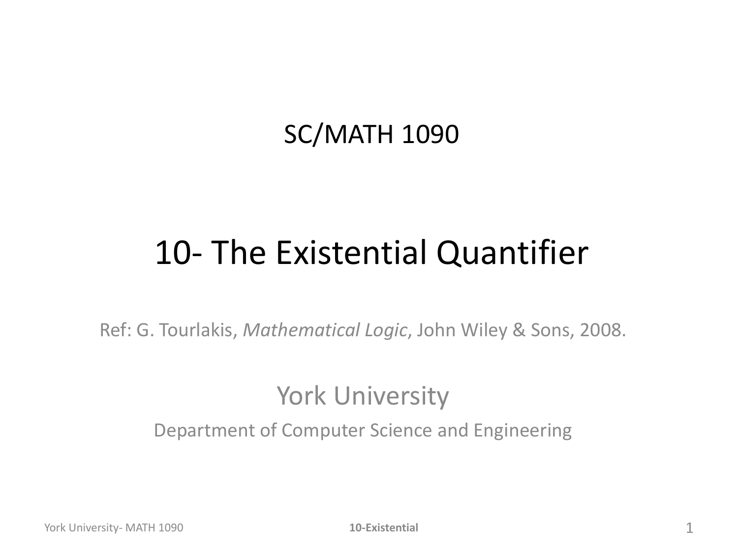SC/MATH 1090

# 10- The Existential Quantifier

Ref: G. Tourlakis, *Mathematical Logic*, John Wiley & Sons, 2008.

York University

Department of Computer Science and Engineering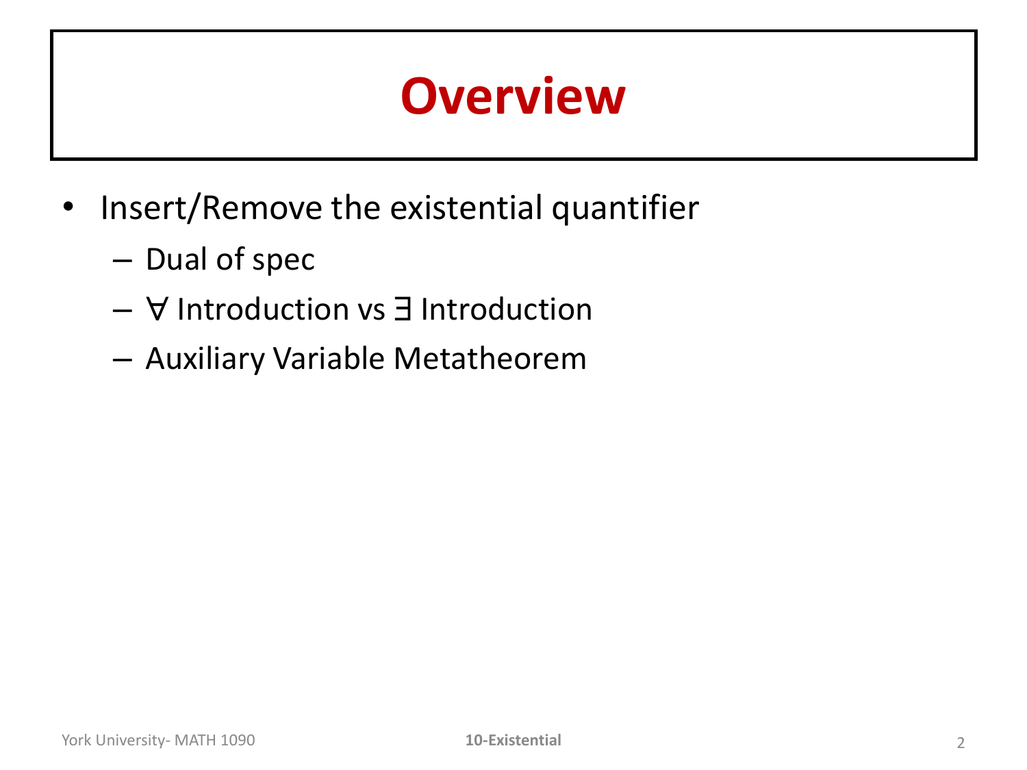# Overview

- Insert/Remove the existential quantifier
  - Dual of spec
  - ∀ Introduction vs ∃ Introduction
  - Auxiliary Variable Metatheorem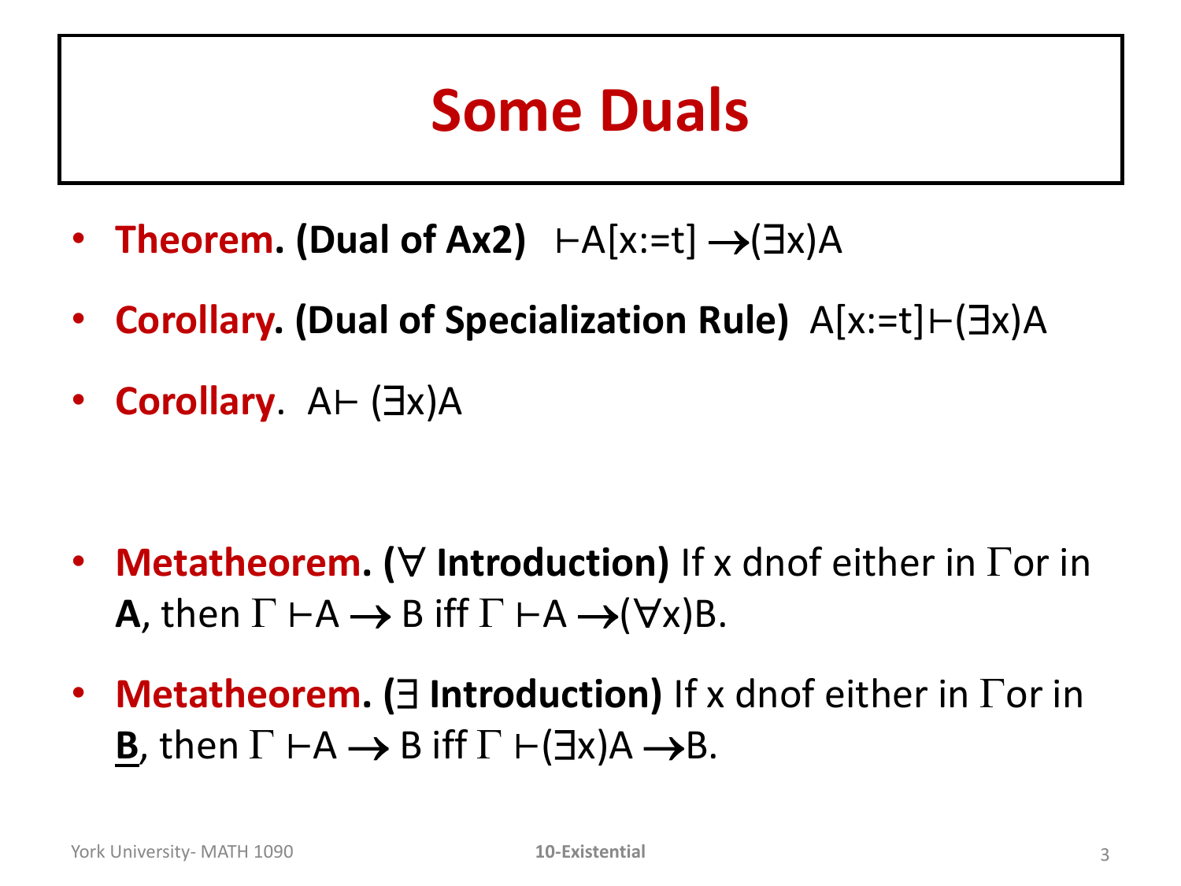# Some Duals

- **Theorem. (Dual of Ax2)** $\vdash A[x:=t] \rightarrow (\exists x)A$
- **Corollary. (Dual of Specialization Rule)** $A[x:=t] \vdash (\exists x)A$
- **Corollary.** $A \vdash (\exists x)A$

- **Metatheorem. ($\forall$ Introduction)** If x dnof either in $\Gamma$ or in **A**, then $\Gamma \vdash A \rightarrow B$ iff $\Gamma \vdash A \rightarrow (\forall x)B$.
- **Metatheorem. ($\exists$ Introduction)** If x dnof either in $\Gamma$ or in **B**, then $\Gamma \vdash A \rightarrow B$ iff $\Gamma \vdash (\exists x)A \rightarrow B$.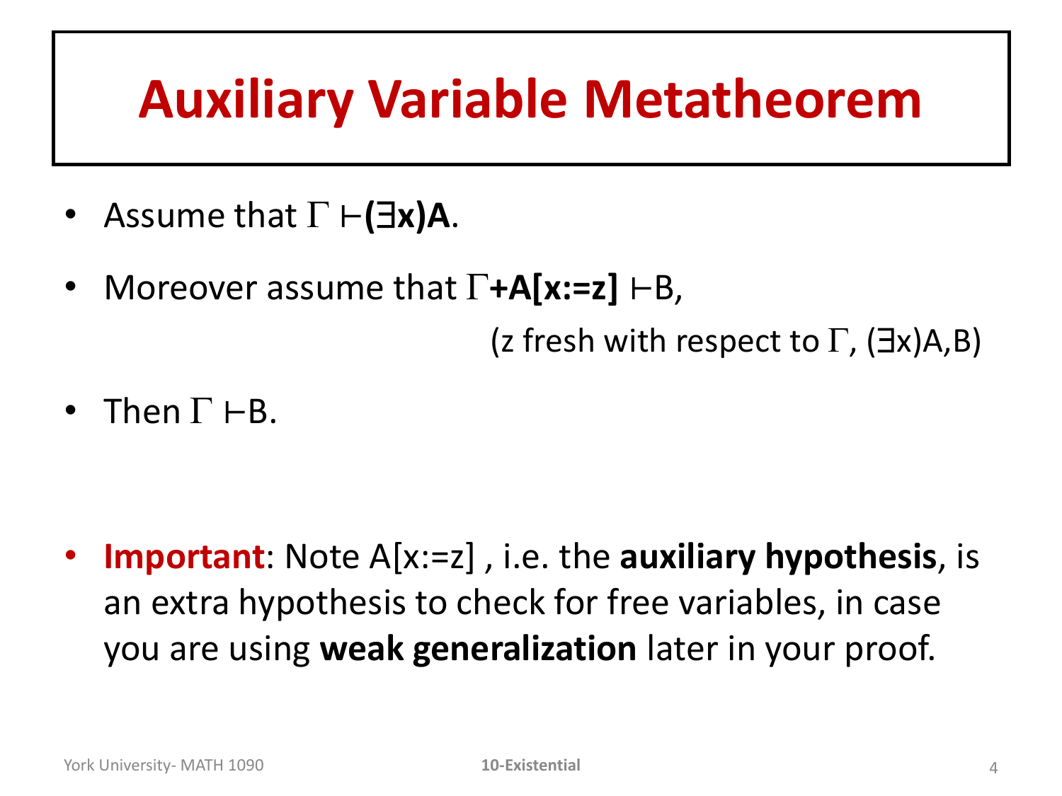# Auxiliary Variable Metatheorem

- Assume that $\Gamma \vdash (\exists x)A$.
- Moreover assume that $\Gamma + A[x:=z] \vdash B$,

  (z fresh with respect to $\Gamma$, $(\exists x)A$, $B$)
- Then $\Gamma \vdash B$.

- **Important**: Note $A[x:=z]$ , i.e. the **auxiliary hypothesis**, is an extra hypothesis to check for free variables, in case you are using **weak generalization** later in your proof.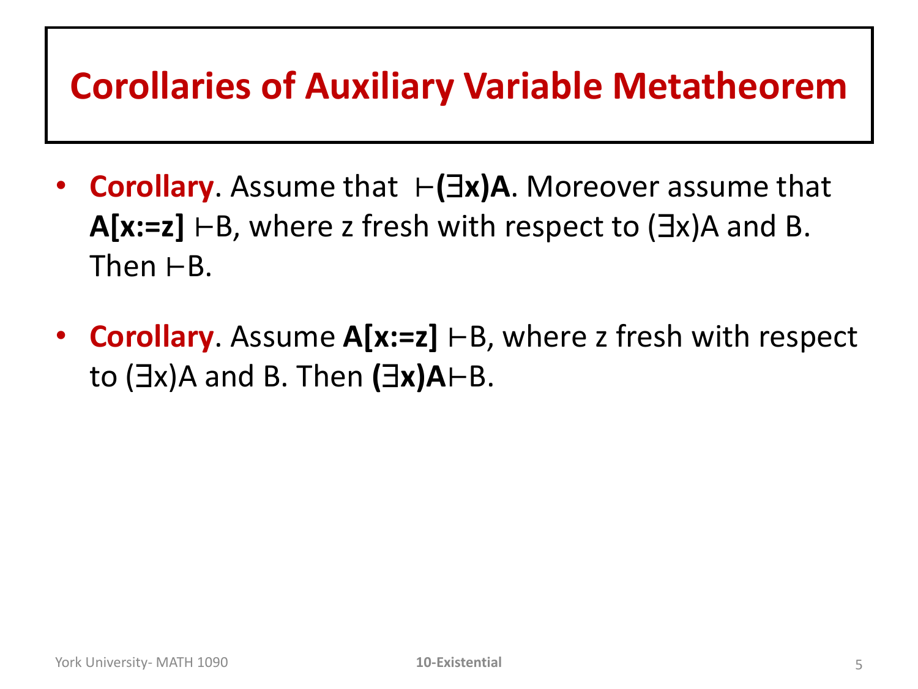# Corollaries of Auxiliary Variable Metatheorem

- **Corollary**. Assume that $\vdash$**(∃x)A**. Moreover assume that **A[x:=z]** $\vdash$B, where z fresh with respect to (∃x)A and B. Then $\vdash$B.

- **Corollary**. Assume **A[x:=z]** $\vdash$B, where z fresh with respect to (∃x)A and B. Then **(∃x)A**$\vdash$B.